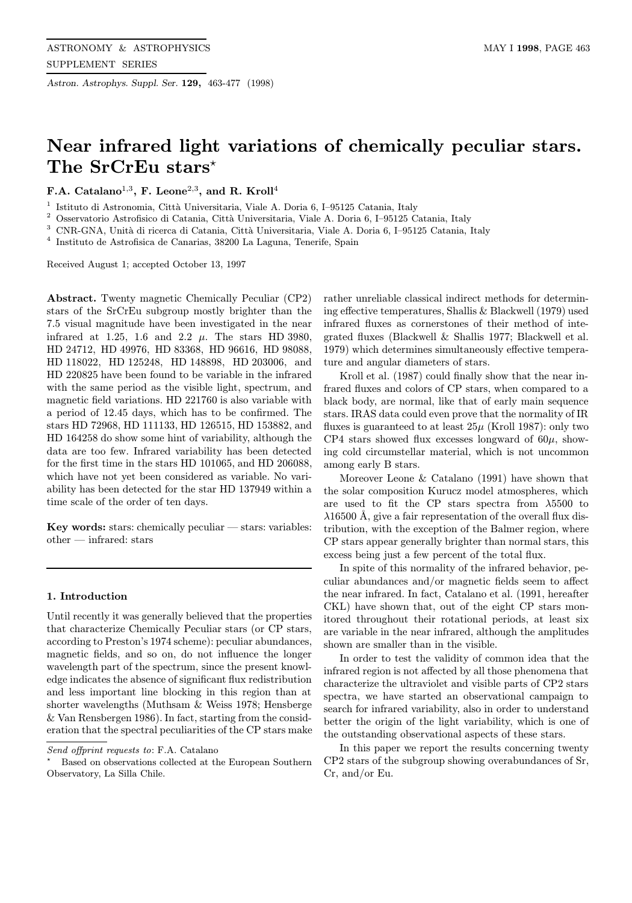# Near infrared light variations of chemically peculiar stars. The SrCrEu stars*

**F.A. Catalano[1,3], F. Leone[2,3], and R. Kroll[4]**

[1] Istituto di Astronomia, Città Universitaria, Viale A. Doria 6, I–95125 Catania, Italy
[2] Osservatorio Astrofisico di Catania, Città Universitaria, Viale A. Doria 6, I–95125 Catania, Italy
[3] CNR-GNA, Unità di ricerca di Catania, Città Universitaria, Viale A. Doria 6, I–95125 Catania, Italy
[4] Instituto de Astrofisica de Canarias, 38200 La Laguna, Tenerife, Spain

Received August 1; accepted October 13, 1997

**Abstract.** Twenty magnetic Chemically Peculiar (CP2) stars of the SrCrEu subgroup mostly brighter than the 7.5 visual magnitude have been investigated in the near infrared at 1.25, 1.6 and 2.2 $\mu$. The stars HD 3980, HD 24712, HD 49976, HD 83368, HD 96616, HD 98088, HD 118022, HD 125248, HD 148898, HD 203006, and HD 220825 have been found to be variable in the infrared with the same period as the visible light, spectrum, and magnetic field variations. HD 221760 is also variable with a period of 12.45 days, which has to be confirmed. The stars HD 72968, HD 111133, HD 126515, HD 153882, and HD 164258 do show some hint of variability, although the data are too few. Infrared variability has been detected for the first time in the stars HD 101065, and HD 206088, which have not yet been considered as variable. No variability has been detected for the star HD 137949 within a time scale of the order of ten days.

**Key words:** stars: chemically peculiar — stars: variables: other — infrared: stars

## 1. Introduction

Until recently it was generally believed that the properties that characterize Chemically Peculiar stars (or CP stars, according to Preston's 1974 scheme): peculiar abundances, magnetic fields, and so on, do not influence the longer wavelength part of the spectrum, since the present knowledge indicates the absence of significant flux redistribution and less important line blocking in this region than at shorter wavelengths (Muthsam & Weiss 1978; Hensberge & Van Rensbergen 1986). In fact, starting from the consideration that the spectral peculiarities of the CP stars make rather unreliable classical indirect methods for determining effective temperatures, Shallis & Blackwell (1979) used infrared fluxes as cornerstones of their method of integrated fluxes (Blackwell & Shallis 1977; Blackwell et al. 1979) which determines simultaneously effective temperature and angular diameters of stars.

Kroll et al. (1987) could finally show that the near infrared fluxes and colors of CP stars, when compared to a black body, are normal, like that of early main sequence stars. IRAS data could even prove that the normality of IR fluxes is guaranteed to at least $25\mu$ (Kroll 1987): only two CP4 stars showed flux excesses longward of $60\mu$, showing cold circumstellar material, which is not uncommon among early B stars.

Moreover Leone & Catalano (1991) have shown that the solar composition Kurucz model atmospheres, which are used to fit the CP stars spectra from $\lambda5500$ to $\lambda16500$ Å, give a fair representation of the overall flux distribution, with the exception of the Balmer region, where CP stars appear generally brighter than normal stars, this excess being just a few percent of the total flux.

In spite of this normality of the infrared behavior, peculiar abundances and/or magnetic fields seem to affect the near infrared. In fact, Catalano et al. (1991, hereafter CKL) have shown that, out of the eight CP stars monitored throughout their rotational periods, at least six are variable in the near infrared, although the amplitudes shown are smaller than in the visible.

In order to test the validity of common idea that the infrared region is not affected by all those phenomena that characterize the ultraviolet and visible parts of CP2 stars spectra, we have started an observational campaign to search for infrared variability, also in order to understand better the origin of the light variability, which is one of the outstanding observational aspects of these stars.

In this paper we report the results concerning twenty CP2 stars of the subgroup showing overabundances of Sr, Cr, and/or Eu.

---

*Send offprint requests to*: F.A. Catalano

* Based on observations collected at the European Southern Observatory, La Silla Chile.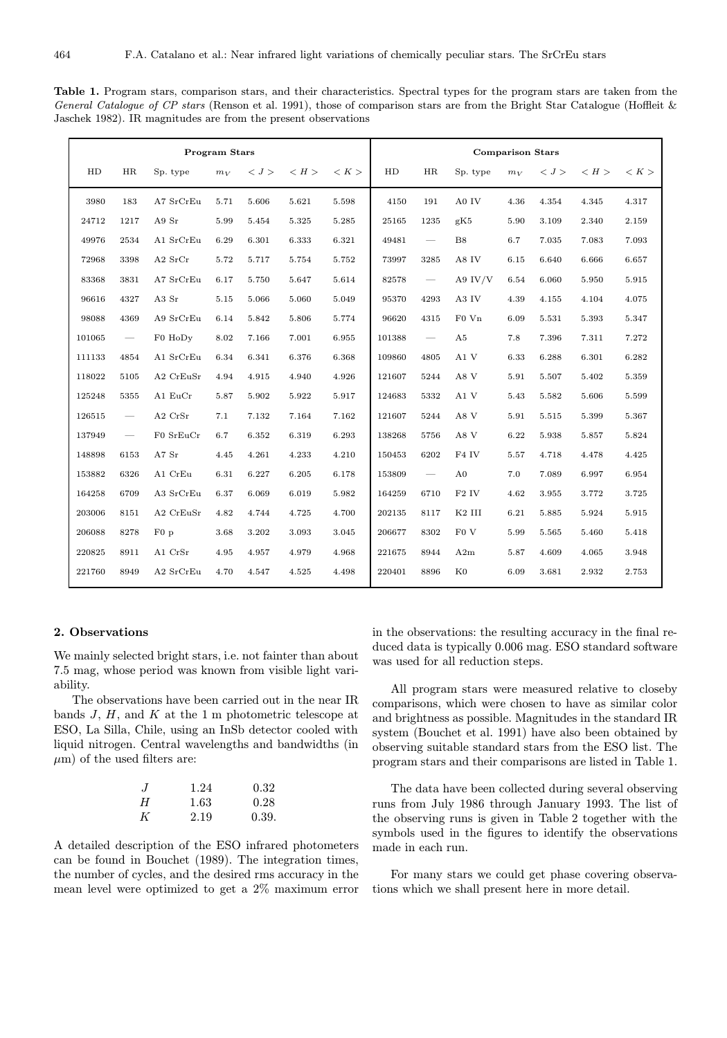**Table 1.** Program stars, comparison stars, and their characteristics. Spectral types for the program stars are taken from the *General Catalogue of CP stars* (Renson et al. 1991), those of comparison stars are from the Bright Star Catalogue (Hoffleit & Jaschek 1982). IR magnitudes are from the present observations

| Program Stars | | | | | | | Comparison Stars | | | | | | |
|---|---|---|---|---|---|---|---|---|---|---|---|---|---|
| HD | HR | Sp. type | $m_V$ | $<J>$ | $<H>$ | $<K>$ | HD | HR | Sp. type | $m_V$ | $<J>$ | $<H>$ | $<K>$ |
| 3980 | 183 | A7 SrCrEu | 5.71 | 5.606 | 5.621 | 5.598 | 4150 | 191 | A0 IV | 4.36 | 4.354 | 4.345 | 4.317 |
| 24712 | 1217 | A9 Sr | 5.99 | 5.454 | 5.325 | 5.285 | 25165 | 1235 | gK5 | 5.90 | 3.109 | 2.340 | 2.159 |
| 49976 | 2534 | A1 SrCrEu | 6.29 | 6.301 | 6.333 | 6.321 | 49481 | — | B8 | 6.7 | 7.035 | 7.083 | 7.093 |
| 72968 | 3398 | A2 SrCr | 5.72 | 5.717 | 5.754 | 5.752 | 73997 | 3285 | A8 IV | 6.15 | 6.640 | 6.666 | 6.657 |
| 83368 | 3831 | A7 SrCrEu | 6.17 | 5.750 | 5.647 | 5.614 | 82578 | — | A9 IV/V | 6.54 | 6.060 | 5.950 | 5.915 |
| 96616 | 4327 | A3 Sr | 5.15 | 5.066 | 5.060 | 5.049 | 95370 | 4293 | A3 IV | 4.39 | 4.155 | 4.104 | 4.075 |
| 98088 | 4369 | A9 SrCrEu | 6.14 | 5.842 | 5.806 | 5.774 | 96620 | 4315 | F0 Vn | 6.09 | 5.531 | 5.393 | 5.347 |
| 101065 | — | F0 HoDy | 8.02 | 7.166 | 7.001 | 6.955 | 101388 | — | A5 | 7.8 | 7.396 | 7.311 | 7.272 |
| 111133 | 4854 | A1 SrCrEu | 6.34 | 6.341 | 6.376 | 6.368 | 109860 | 4805 | A1 V | 6.33 | 6.288 | 6.301 | 6.282 |
| 118022 | 5105 | A2 CrEuSr | 4.94 | 4.915 | 4.940 | 4.926 | 121607 | 5244 | A8 V | 5.91 | 5.507 | 5.402 | 5.359 |
| 125248 | 5355 | A1 EuCr | 5.87 | 5.902 | 5.922 | 5.917 | 124683 | 5332 | A1 V | 5.43 | 5.582 | 5.606 | 5.599 |
| 126515 | — | A2 CrSr | 7.1 | 7.132 | 7.164 | 7.162 | 121607 | 5244 | A8 V | 5.91 | 5.515 | 5.399 | 5.367 |
| 137949 | — | F0 SrEuCr | 6.7 | 6.352 | 6.319 | 6.293 | 138268 | 5756 | A8 V | 6.22 | 5.938 | 5.857 | 5.824 |
| 148898 | 6153 | A7 Sr | 4.45 | 4.261 | 4.233 | 4.210 | 150453 | 6202 | F4 IV | 5.57 | 4.718 | 4.478 | 4.425 |
| 153882 | 6326 | A1 CrEu | 6.31 | 6.227 | 6.205 | 6.178 | 153809 | — | A0 | 7.0 | 7.089 | 6.997 | 6.954 |
| 164258 | 6709 | A3 SrCrEu | 6.37 | 6.069 | 6.019 | 5.982 | 164259 | 6710 | F2 IV | 4.62 | 3.955 | 3.772 | 3.725 |
| 203006 | 8151 | A2 CrEuSr | 4.82 | 4.744 | 4.725 | 4.700 | 202135 | 8117 | K2 III | 6.21 | 5.885 | 5.924 | 5.915 |
| 206088 | 8278 | F0 p | 3.68 | 3.202 | 3.093 | 3.045 | 206677 | 8302 | F0 V | 5.99 | 5.565 | 5.460 | 5.418 |
| 220825 | 8911 | A1 CrSr | 4.95 | 4.957 | 4.979 | 4.968 | 221675 | 8944 | A2m | 5.87 | 4.609 | 4.065 | 3.948 |
| 221760 | 8949 | A2 SrCrEu | 4.70 | 4.547 | 4.525 | 4.498 | 220401 | 8896 | K0 | 6.09 | 3.681 | 2.932 | 2.753 |

## 2. Observations

We mainly selected bright stars, i.e. not fainter than about 7.5 mag, whose period was known from visible light variability.

The observations have been carried out in the near IR bands $J$, $H$, and $K$ at the 1 m photometric telescope at ESO, La Silla, Chile, using an InSb detector cooled with liquid nitrogen. Central wavelengths and bandwidths (in $\mu$m) of the used filters are:

| | | |
|---|---|---|
| $J$ | 1.24 | 0.32 |
| $H$ | 1.63 | 0.28 |
| $K$ | 2.19 | 0.39. |

A detailed description of the ESO infrared photometers can be found in Bouchet (1989). The integration times, the number of cycles, and the desired rms accuracy in the mean level were optimized to get a 2% maximum error in the observations: the resulting accuracy in the final reduced data is typically 0.006 mag. ESO standard software was used for all reduction steps.

All program stars were measured relative to closeby comparisons, which were chosen to have as similar color and brightness as possible. Magnitudes in the standard IR system (Bouchet et al. 1991) have also been obtained by observing suitable standard stars from the ESO list. The program stars and their comparisons are listed in Table 1.

The data have been collected during several observing runs from July 1986 through January 1993. The list of the observing runs is given in Table 2 together with the symbols used in the figures to identify the observations made in each run.

For many stars we could get phase covering observations which we shall present here in more detail.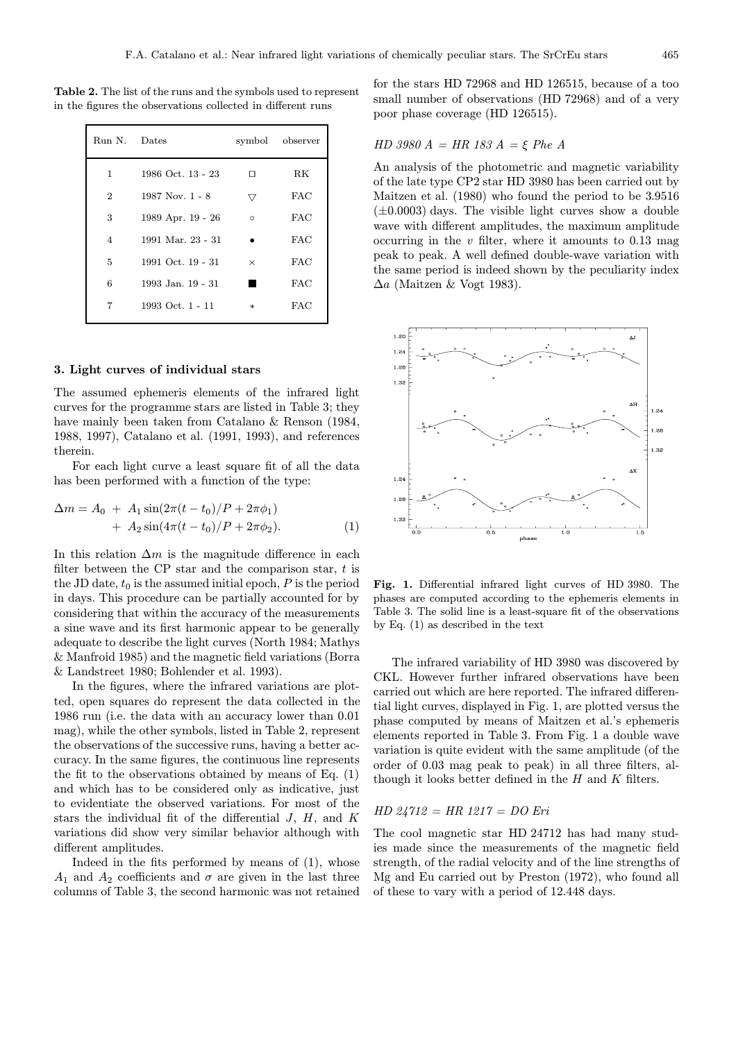**Table 2.** The list of the runs and the symbols used to represent in the figures the observations collected in different runs

| Run N. | Dates | symbol | observer |
|---|---|---|---|
| 1 | 1986 Oct. 13 - 23 | □ | RK |
| 2 | 1987 Nov. 1 - 8 | ▽ | FAC |
| 3 | 1989 Apr. 19 - 26 | ○ | FAC |
| 4 | 1991 Mar. 23 - 31 | • | FAC |
| 5 | 1991 Oct. 19 - 31 | × | FAC |
| 6 | 1993 Jan. 19 - 31 | ■ | FAC |
| 7 | 1993 Oct. 1 - 11 | * | FAC |

### 3. Light curves of individual stars

The assumed ephemeris elements of the infrared light curves for the programme stars are listed in Table 3; they have mainly been taken from Catalano & Renson (1984, 1988, 1997), Catalano et al. (1991, 1993), and references therein.

For each light curve a least square fit of all the data has been performed with a function of the type:

$$\Delta m = A_0 \; + \; A_1 \sin(2\pi(t - t_0)/P + 2\pi\phi_1) \; + \; A_2 \sin(4\pi(t - t_0)/P + 2\pi\phi_2). \qquad (1)$$

In this relation $\Delta m$ is the magnitude difference in each filter between the CP star and the comparison star, $t$ is the JD date, $t_0$ is the assumed initial epoch, $P$ is the period in days. This procedure can be partially accounted for by considering that within the accuracy of the measurements a sine wave and its first harmonic appear to be generally adequate to describe the light curves (North 1984; Mathys & Manfroid 1985) and the magnetic field variations (Borra & Landstreet 1980; Bohlender et al. 1993).

In the figures, where the infrared variations are plotted, open squares do represent the data collected in the 1986 run (i.e. the data with an accuracy lower than 0.01 mag), while the other symbols, listed in Table 2, represent the observations of the successive runs, having a better accuracy. In the same figures, the continuous line represents the fit to the observations obtained by means of Eq. (1) and which has to be considered only as indicative, just to evidentiate the observed variations. For most of the stars the individual fit of the differential $J$, $H$, and $K$ variations did show very similar behavior although with different amplitudes.

Indeed in the fits performed by means of (1), whose $A_1$ and $A_2$ coefficients and $\sigma$ are given in the last three columns of Table 3, the second harmonic was not retained for the stars HD 72968 and HD 126515, because of a too small number of observations (HD 72968) and of a very poor phase coverage (HD 126515).

#### *HD 3980 A = HR 183 A = ξ Phe A*

An analysis of the photometric and magnetic variability of the late type CP2 star HD 3980 has been carried out by Maitzen et al. (1980) who found the period to be 3.9516 ($\pm$0.0003) days. The visible light curves show a double wave with different amplitudes, the maximum amplitude occurring in the $v$ filter, where it amounts to 0.13 mag peak to peak. A well defined double-wave variation with the same period is indeed shown by the peculiarity index $\Delta a$ (Maitzen & Vogt 1983).

**Fig. 1.** Differential infrared light curves of HD 3980. The phases are computed according to the ephemeris elements in Table 3. The solid line is a least-square fit of the observations by Eq. (1) as described in the text

The infrared variability of HD 3980 was discovered by CKL. However further infrared observations have been carried out which are here reported. The infrared differential light curves, displayed in Fig. 1, are plotted versus the phase computed by means of Maitzen et al.'s ephemeris elements reported in Table 3. From Fig. 1 a double wave variation is quite evident with the same amplitude (of the order of 0.03 mag peak to peak) in all three filters, although it looks better defined in the $H$ and $K$ filters.

#### *HD 24712 = HR 1217 = DO Eri*

The cool magnetic star HD 24712 has had many studies made since the measurements of the magnetic field strength, of the radial velocity and of the line strengths of Mg and Eu carried out by Preston (1972), who found all of these to vary with a period of 12.448 days.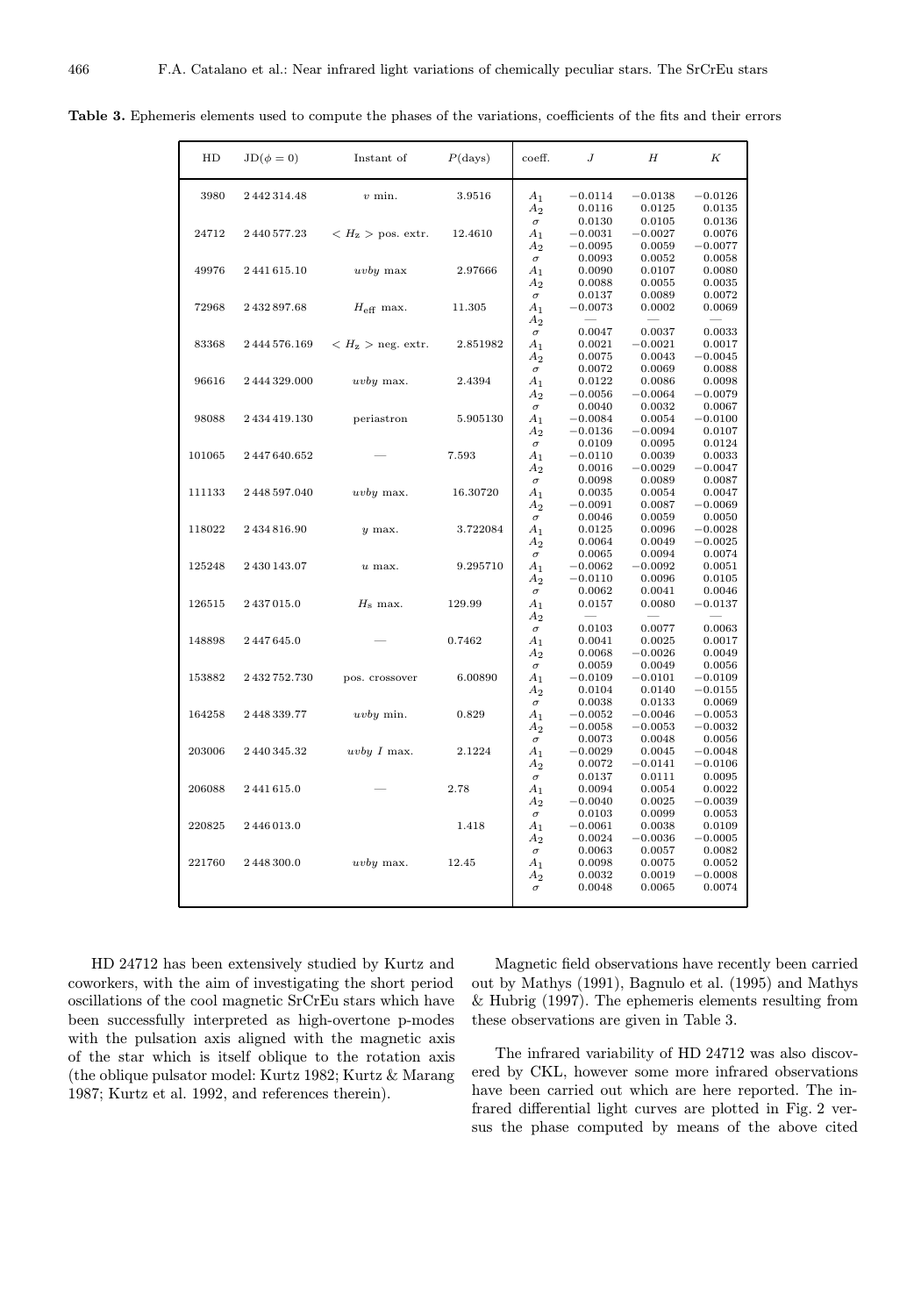**Table 3.** Ephemeris elements used to compute the phases of the variations, coefficients of the fits and their errors

| HD | JD($\phi = 0$) | Instant of | $P$(days) | coeff. | $J$ | $H$ | $K$ |
|---|---|---|---|---|---|---|---|
| 3980 | 2 442 314.48 | $v$ min. | 3.9516 | $A_1$ | −0.0114 | −0.0138 | −0.0126 |
| | | | | $A_2$ | 0.0116 | 0.0125 | 0.0135 |
| | | | | $\sigma$ | 0.0130 | 0.0105 | 0.0136 |
| 24712 | 2 440 577.23 | $< H_z >$ pos. extr. | 12.4610 | $A_1$ | −0.0031 | −0.0027 | 0.0076 |
| | | | | $A_2$ | −0.0095 | 0.0059 | −0.0077 |
| | | | | $\sigma$ | 0.0093 | 0.0052 | 0.0058 |
| 49976 | 2 441 615.10 | $uvby$ max | 2.97666 | $A_1$ | 0.0090 | 0.0107 | 0.0080 |
| | | | | $A_2$ | 0.0088 | 0.0055 | 0.0035 |
| | | | | $\sigma$ | 0.0137 | 0.0089 | 0.0072 |
| 72968 | 2 432 897.68 | $H_{\rm eff}$ max. | 11.305 | $A_1$ | −0.0073 | 0.0002 | 0.0069 |
| | | | | $A_2$ | — | — | — |
| | | | | $\sigma$ | 0.0047 | 0.0037 | 0.0033 |
| 83368 | 2 444 576.169 | $< H_z >$ neg. extr. | 2.851982 | $A_1$ | 0.0021 | −0.0021 | 0.0017 |
| | | | | $A_2$ | 0.0075 | 0.0043 | −0.0045 |
| | | | | $\sigma$ | 0.0072 | 0.0069 | 0.0088 |
| 96616 | 2 444 329.000 | $uvby$ max. | 2.4394 | $A_1$ | 0.0122 | 0.0086 | 0.0098 |
| | | | | $A_2$ | −0.0056 | −0.0064 | −0.0079 |
| | | | | $\sigma$ | 0.0040 | 0.0032 | 0.0067 |
| 98088 | 2 434 419.130 | periastron | 5.905130 | $A_1$ | −0.0084 | 0.0054 | −0.0100 |
| | | | | $A_2$ | −0.0136 | −0.0094 | 0.0107 |
| | | | | $\sigma$ | 0.0109 | 0.0095 | 0.0124 |
| 101065 | 2 447 640.652 | — | 7.593 | $A_1$ | −0.0110 | 0.0039 | 0.0033 |
| | | | | $A_2$ | 0.0016 | −0.0029 | −0.0047 |
| | | | | $\sigma$ | 0.0098 | 0.0089 | 0.0087 |
| 111133 | 2 448 597.040 | $uvby$ max. | 16.30720 | $A_1$ | 0.0035 | 0.0054 | 0.0047 |
| | | | | $A_2$ | −0.0091 | 0.0087 | −0.0069 |
| | | | | $\sigma$ | 0.0046 | 0.0059 | 0.0050 |
| 118022 | 2 434 816.90 | $y$ max. | 3.722084 | $A_1$ | 0.0125 | 0.0096 | −0.0028 |
| | | | | $A_2$ | 0.0064 | 0.0049 | −0.0025 |
| | | | | $\sigma$ | 0.0065 | 0.0094 | 0.0074 |
| 125248 | 2 430 143.07 | $u$ max. | 9.295710 | $A_1$ | −0.0062 | −0.0092 | 0.0051 |
| | | | | $A_2$ | −0.0110 | 0.0096 | 0.0105 |
| | | | | $\sigma$ | 0.0062 | 0.0041 | 0.0046 |
| 126515 | 2 437 015.0 | $H_{\rm s}$ max. | 129.99 | $A_1$ | 0.0157 | 0.0080 | −0.0137 |
| | | | | $A_2$ | — | — | — |
| | | | | $\sigma$ | 0.0103 | 0.0077 | 0.0063 |
| 148898 | 2 447 645.0 | — | 0.7462 | $A_1$ | 0.0041 | 0.0025 | 0.0017 |
| | | | | $A_2$ | 0.0068 | −0.0026 | 0.0049 |
| | | | | $\sigma$ | 0.0059 | 0.0049 | 0.0056 |
| 153882 | 2 432 752.730 | pos. crossover | 6.00890 | $A_1$ | −0.0109 | −0.0101 | −0.0109 |
| | | | | $A_2$ | 0.0104 | 0.0140 | −0.0155 |
| | | | | $\sigma$ | 0.0038 | 0.0133 | 0.0069 |
| 164258 | 2 448 339.77 | $uvby$ min. | 0.829 | $A_1$ | −0.0052 | −0.0046 | −0.0053 |
| | | | | $A_2$ | −0.0058 | −0.0053 | −0.0032 |
| | | | | $\sigma$ | 0.0073 | 0.0048 | 0.0056 |
| 203006 | 2 440 345.32 | $uvby$ $I$ max. | 2.1224 | $A_1$ | −0.0029 | 0.0045 | −0.0048 |
| | | | | $A_2$ | 0.0072 | −0.0141 | −0.0106 |
| | | | | $\sigma$ | 0.0137 | 0.0111 | 0.0095 |
| 206088 | 2 441 615.0 | — | 2.78 | $A_1$ | 0.0094 | 0.0054 | 0.0022 |
| | | | | $A_2$ | −0.0040 | 0.0025 | −0.0039 |
| | | | | $\sigma$ | 0.0103 | 0.0099 | 0.0053 |
| 220825 | 2 446 013.0 | | 1.418 | $A_1$ | −0.0061 | 0.0038 | 0.0109 |
| | | | | $A_2$ | 0.0024 | −0.0036 | −0.0005 |
| | | | | $\sigma$ | 0.0063 | 0.0057 | 0.0082 |
| 221760 | 2 448 300.0 | $uvby$ max. | 12.45 | $A_1$ | 0.0098 | 0.0075 | 0.0052 |
| | | | | $A_2$ | 0.0032 | 0.0019 | −0.0008 |
| | | | | $\sigma$ | 0.0048 | 0.0065 | 0.0074 |

HD 24712 has been extensively studied by Kurtz and coworkers, with the aim of investigating the short period oscillations of the cool magnetic SrCrEu stars which have been successfully interpreted as high-overtone p-modes with the pulsation axis aligned with the magnetic axis of the star which is itself oblique to the rotation axis (the oblique pulsator model: Kurtz 1982; Kurtz & Marang 1987; Kurtz et al. 1992, and references therein).

Magnetic field observations have recently been carried out by Mathys (1991), Bagnulo et al. (1995) and Mathys & Hubrig (1997). The ephemeris elements resulting from these observations are given in Table 3.

The infrared variability of HD 24712 was also discovered by CKL, however some more infrared observations have been carried out which are here reported. The infrared differential light curves are plotted in Fig. 2 versus the phase computed by means of the above cited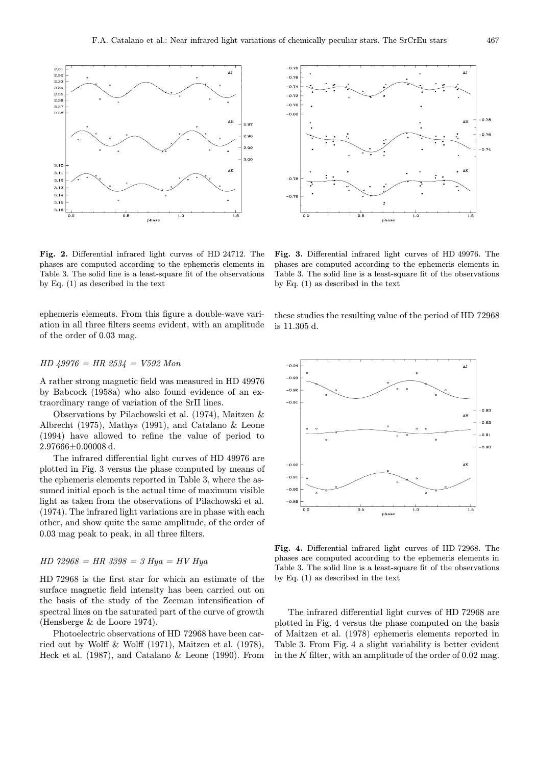Fig. 2. Differential infrared light curves of HD 24712. The phases are computed according to the ephemeris elements in Table 3. The solid line is a least-square fit of the observations by Eq. (1) as described in the text

Fig. 3. Differential infrared light curves of HD 49976. The phases are computed according to the ephemeris elements in Table 3. The solid line is a least-square fit of the observations by Eq. (1) as described in the text

ephemeris elements. From this figure a double-wave variation in all three filters seems evident, with an amplitude of the order of 0.03 mag.

### *HD 49976 = HR 2534 = V592 Mon*

A rather strong magnetic field was measured in HD 49976 by Babcock (1958a) who also found evidence of an extraordinary range of variation of the SrII lines.

Observations by Pilachowski et al. (1974), Maitzen & Albrecht (1975), Mathys (1991), and Catalano & Leone (1994) have allowed to refine the value of period to $2.97666 \pm 0.00008$ d.

The infrared differential light curves of HD 49976 are plotted in Fig. 3 versus the phase computed by means of the ephemeris elements reported in Table 3, where the assumed initial epoch is the actual time of maximum visible light as taken from the observations of Pilachowski et al. (1974). The infrared light variations are in phase with each other, and show quite the same amplitude, of the order of 0.03 mag peak to peak, in all three filters.

### *HD 72968 = HR 3398 = 3 Hya = HV Hya*

HD 72968 is the first star for which an estimate of the surface magnetic field intensity has been carried out on the basis of the study of the Zeeman intensification of spectral lines on the saturated part of the curve of growth (Hensberge & de Loore 1974).

Photoelectric observations of HD 72968 have been carried out by Wolff & Wolff (1971), Maitzen et al. (1978), Heck et al. (1987), and Catalano & Leone (1990). From these studies the resulting value of the period of HD 72968 is 11.305 d.

Fig. 4. Differential infrared light curves of HD 72968. The phases are computed according to the ephemeris elements in Table 3. The solid line is a least-square fit of the observations by Eq. (1) as described in the text

The infrared differential light curves of HD 72968 are plotted in Fig. 4 versus the phase computed on the basis of Maitzen et al. (1978) ephemeris elements reported in Table 3. From Fig. 4 a slight variability is better evident in the $K$ filter, with an amplitude of the order of 0.02 mag.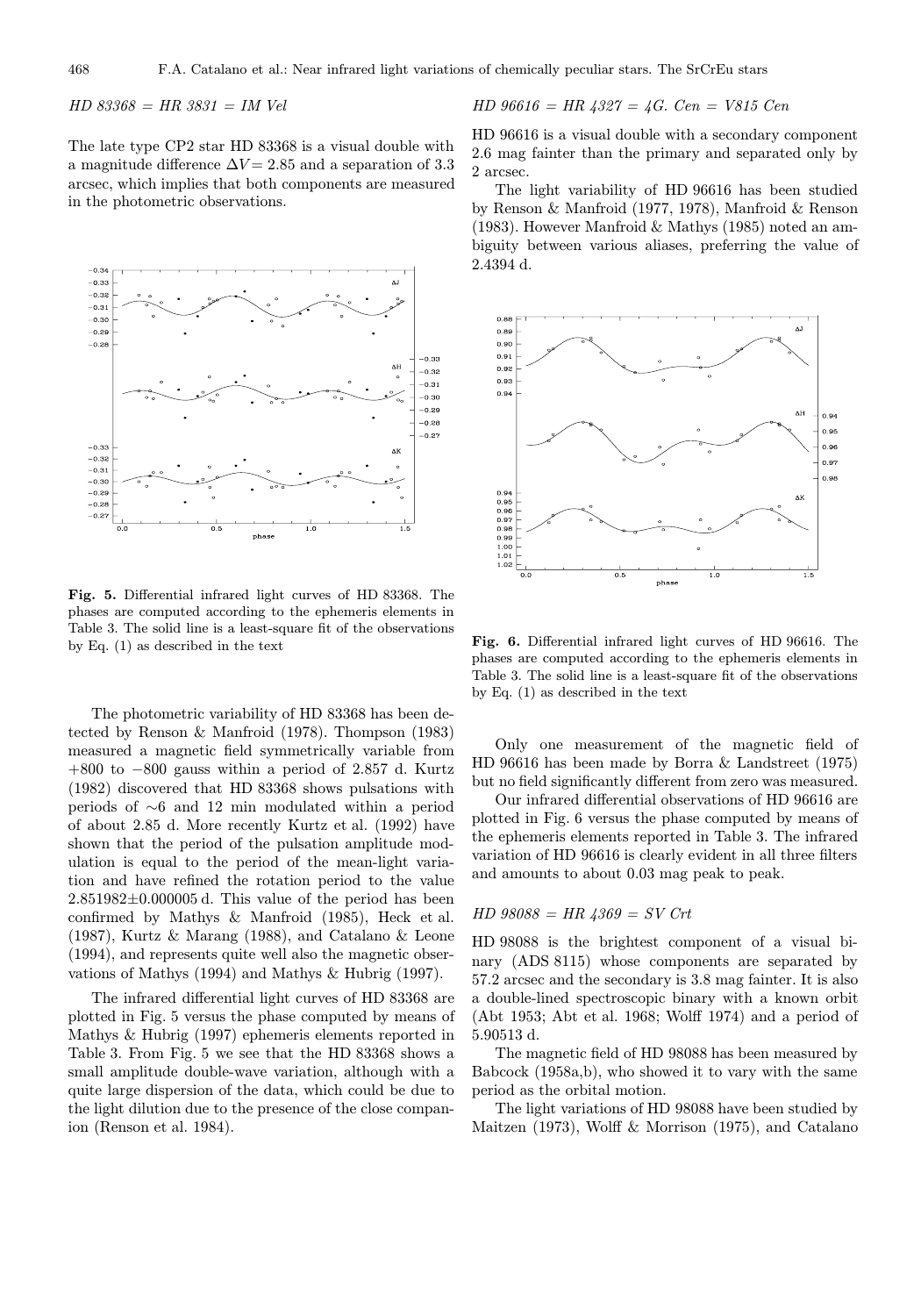*HD 83368 = HR 3831 = IM Vel*

The late type CP2 star HD 83368 is a visual double with a magnitude difference $\Delta V = 2.85$ and a separation of 3.3 arcsec, which implies that both components are measured in the photometric observations.

**Fig. 5.** Differential infrared light curves of HD 83368. The phases are computed according to the ephemeris elements in Table 3. The solid line is a least-square fit of the observations by Eq. (1) as described in the text

The photometric variability of HD 83368 has been detected by Renson & Manfroid (1978). Thompson (1983) measured a magnetic field symmetrically variable from +800 to −800 gauss within a period of 2.857 d. Kurtz (1982) discovered that HD 83368 shows pulsations with periods of ∼6 and 12 min modulated within a period of about 2.85 d. More recently Kurtz et al. (1992) have shown that the period of the pulsation amplitude modulation is equal to the period of the mean-light variation and have refined the rotation period to the value $2.851982 \pm 0.000005$ d. This value of the period has been confirmed by Mathys & Manfroid (1985), Heck et al. (1987), Kurtz & Marang (1988), and Catalano & Leone (1994), and represents quite well also the magnetic observations of Mathys (1994) and Mathys & Hubrig (1997).

The infrared differential light curves of HD 83368 are plotted in Fig. 5 versus the phase computed by means of Mathys & Hubrig (1997) ephemeris elements reported in Table 3. From Fig. 5 we see that the HD 83368 shows a small amplitude double-wave variation, although with a quite large dispersion of the data, which could be due to the light dilution due to the presence of the close companion (Renson et al. 1984).

*HD 96616 = HR 4327 = 4G. Cen = V815 Cen*

HD 96616 is a visual double with a secondary component 2.6 mag fainter than the primary and separated only by 2 arcsec.

The light variability of HD 96616 has been studied by Renson & Manfroid (1977, 1978), Manfroid & Renson (1983). However Manfroid & Mathys (1985) noted an ambiguity between various aliases, preferring the value of 2.4394 d.

**Fig. 6.** Differential infrared light curves of HD 96616. The phases are computed according to the ephemeris elements in Table 3. The solid line is a least-square fit of the observations by Eq. (1) as described in the text

Only one measurement of the magnetic field of HD 96616 has been made by Borra & Landstreet (1975) but no field significantly different from zero was measured.

Our infrared differential observations of HD 96616 are plotted in Fig. 6 versus the phase computed by means of the ephemeris elements reported in Table 3. The infrared variation of HD 96616 is clearly evident in all three filters and amounts to about 0.03 mag peak to peak.

*HD 98088 = HR 4369 = SV Crt*

HD 98088 is the brightest component of a visual binary (ADS 8115) whose components are separated by 57.2 arcsec and the secondary is 3.8 mag fainter. It is also a double-lined spectroscopic binary with a known orbit (Abt 1953; Abt et al. 1968; Wolff 1974) and a period of 5.90513 d.

The magnetic field of HD 98088 has been measured by Babcock (1958a,b), who showed it to vary with the same period as the orbital motion.

The light variations of HD 98088 have been studied by Maitzen (1973), Wolff & Morrison (1975), and Catalano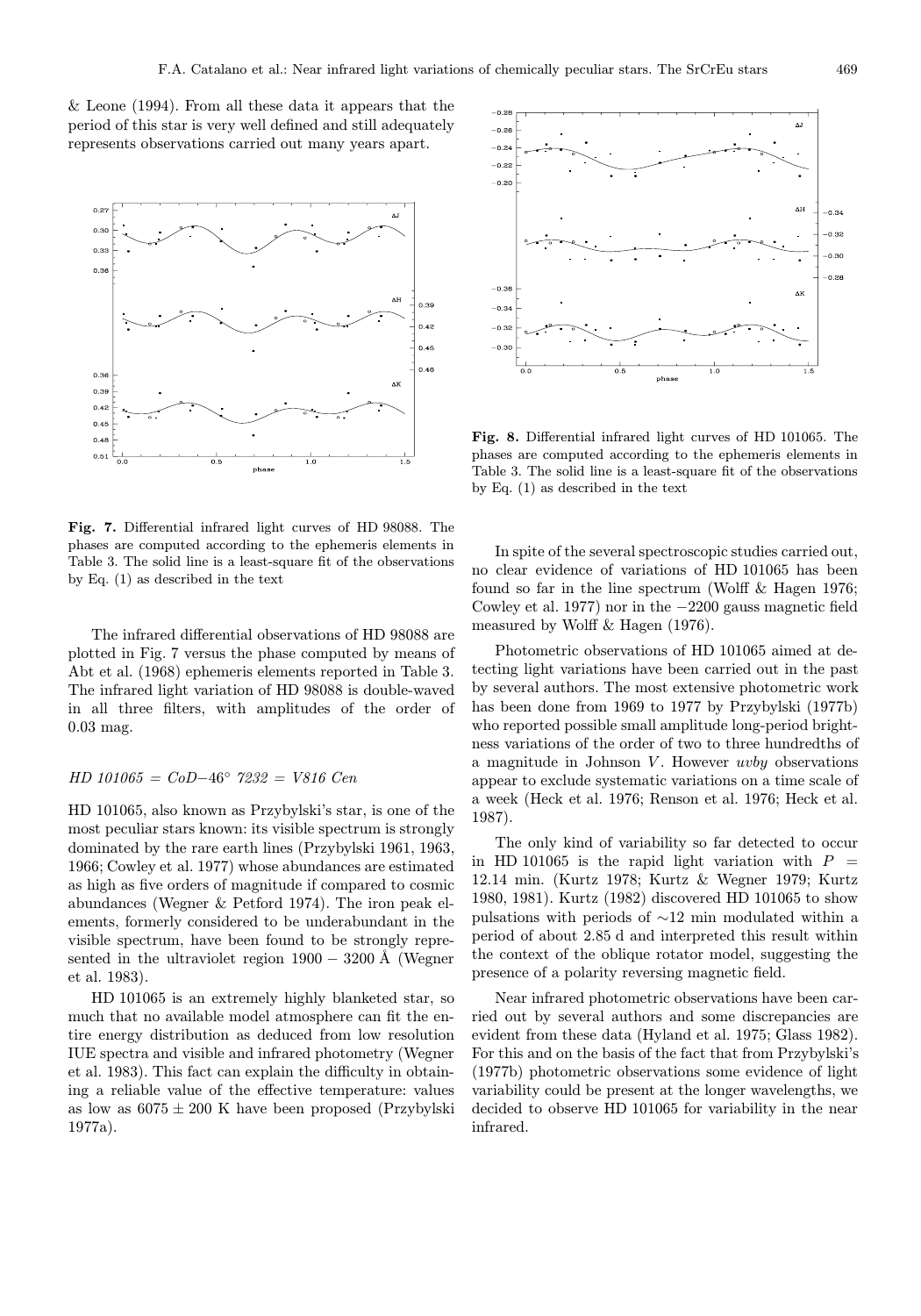& Leone (1994). From all these data it appears that the period of this star is very well defined and still adequately represents observations carried out many years apart.

**Fig. 7.** Differential infrared light curves of HD 98088. The phases are computed according to the ephemeris elements in Table 3. The solid line is a least-square fit of the observations by Eq. (1) as described in the text

The infrared differential observations of HD 98088 are plotted in Fig. 7 versus the phase computed by means of Abt et al. (1968) ephemeris elements reported in Table 3. The infrared light variation of HD 98088 is double-waved in all three filters, with amplitudes of the order of 0.03 mag.

*HD 101065 = CoD−46° 7232 = V816 Cen*

HD 101065, also known as Przybylski's star, is one of the most peculiar stars known: its visible spectrum is strongly dominated by the rare earth lines (Przybylski 1961, 1963, 1966; Cowley et al. 1977) whose abundances are estimated as high as five orders of magnitude if compared to cosmic abundances (Wegner & Petford 1974). The iron peak elements, formerly considered to be underabundant in the visible spectrum, have been found to be strongly represented in the ultraviolet region 1900 − 3200 Å (Wegner et al. 1983).

HD 101065 is an extremely highly blanketed star, so much that no available model atmosphere can fit the entire energy distribution as deduced from low resolution IUE spectra and visible and infrared photometry (Wegner et al. 1983). This fact can explain the difficulty in obtaining a reliable value of the effective temperature: values as low as $6075 \pm 200$ K have been proposed (Przybylski 1977a).

**Fig. 8.** Differential infrared light curves of HD 101065. The phases are computed according to the ephemeris elements in Table 3. The solid line is a least-square fit of the observations by Eq. (1) as described in the text

In spite of the several spectroscopic studies carried out, no clear evidence of variations of HD 101065 has been found so far in the line spectrum (Wolff & Hagen 1976; Cowley et al. 1977) nor in the −2200 gauss magnetic field measured by Wolff & Hagen (1976).

Photometric observations of HD 101065 aimed at detecting light variations have been carried out in the past by several authors. The most extensive photometric work has been done from 1969 to 1977 by Przybylski (1977b) who reported possible small amplitude long-period brightness variations of the order of two to three hundredths of a magnitude in Johnson $V$. However *uvby* observations appear to exclude systematic variations on a time scale of a week (Heck et al. 1976; Renson et al. 1976; Heck et al. 1987).

The only kind of variability so far detected to occur in HD 101065 is the rapid light variation with $P$ = 12.14 min. (Kurtz 1978; Kurtz & Wegner 1979; Kurtz 1980, 1981). Kurtz (1982) discovered HD 101065 to show pulsations with periods of ∼12 min modulated within a period of about 2.85 d and interpreted this result within the context of the oblique rotator model, suggesting the presence of a polarity reversing magnetic field.

Near infrared photometric observations have been carried out by several authors and some discrepancies are evident from these data (Hyland et al. 1975; Glass 1982). For this and on the basis of the fact that from Przybylski's (1977b) photometric observations some evidence of light variability could be present at the longer wavelengths, we decided to observe HD 101065 for variability in the near infrared.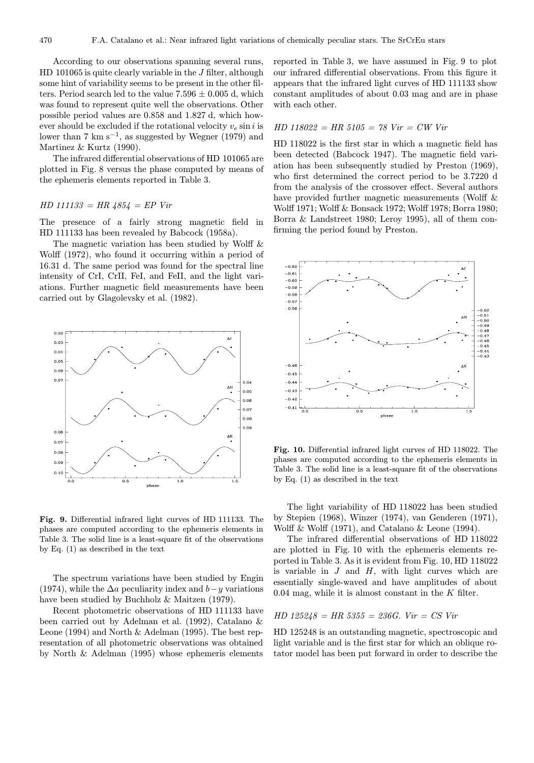According to our observations spanning several runs, HD 101065 is quite clearly variable in the $J$ filter, although some hint of variability seems to be present in the other filters. Period search led to the value $7.596 \pm 0.005$ d, which was found to represent quite well the observations. Other possible period values are 0.858 and 1.827 d, which however should be excluded if the rotational velocity $v_e \sin i$ is lower than 7 km s$^{-1}$, as suggested by Wegner (1979) and Martinez & Kurtz (1990).

The infrared differential observations of HD 101065 are plotted in Fig. 8 versus the phase computed by means of the ephemeris elements reported in Table 3.

### *HD 111133 = HR 4854 = EP Vir*

The presence of a fairly strong magnetic field in HD 111133 has been revealed by Babcock (1958a).

The magnetic variation has been studied by Wolff & Wolff (1972), who found it occurring within a period of 16.31 d. The same period was found for the spectral line intensity of CrI, CrII, FeI, and FeII, and the light variations. Further magnetic field measurements have been carried out by Glagolevsky et al. (1982).

**Fig. 9.** Differential infrared light curves of HD 111133. The phases are computed according to the ephemeris elements in Table 3. The solid line is a least-square fit of the observations by Eq. (1) as described in the text

The spectrum variations have been studied by Engin (1974), while the $\Delta a$ peculiarity index and $b-y$ variations have been studied by Buchholz & Maitzen (1979).

Recent photometric observations of HD 111133 have been carried out by Adelman et al. (1992), Catalano & Leone (1994) and North & Adelman (1995). The best representation of all photometric observations was obtained by North & Adelman (1995) whose ephemeris elements reported in Table 3, we have assumed in Fig. 9 to plot our infrared differential observations. From this figure it appears that the infrared light curves of HD 111133 show constant amplitudes of about 0.03 mag and are in phase with each other.

### *HD 118022 = HR 5105 = 78 Vir = CW Vir*

HD 118022 is the first star in which a magnetic field has been detected (Babcock 1947). The magnetic field variation has been subsequently studied by Preston (1969), who first determined the correct period to be 3.7220 d from the analysis of the crossover effect. Several authors have provided further magnetic measurements (Wolff & Wolff 1971; Wolff & Bonsack 1972; Wolff 1978; Borra 1980; Borra & Landstreet 1980; Leroy 1995), all of them confirming the period found by Preston.

**Fig. 10.** Differential infrared light curves of HD 118022. The phases are computed according to the ephemeris elements in Table 3. The solid line is a least-square fit of the observations by Eq. (1) as described in the text

The light variability of HD 118022 has been studied by Stepien (1968), Winzer (1974), van Genderen (1971), Wolff & Wolff (1971), and Catalano & Leone (1994).

The infrared differential observations of HD 118022 are plotted in Fig. 10 with the ephemeris elements reported in Table 3. As it is evident from Fig. 10, HD 118022 is variable in $J$ and $H$, with light curves which are essentially single-waved and have amplitudes of about 0.04 mag, while it is almost constant in the $K$ filter.

### *HD 125248 = HR 5355 = 236G. Vir = CS Vir*

HD 125248 is an outstanding magnetic, spectroscopic and light variable and is the first star for which an oblique rotator model has been put forward in order to describe the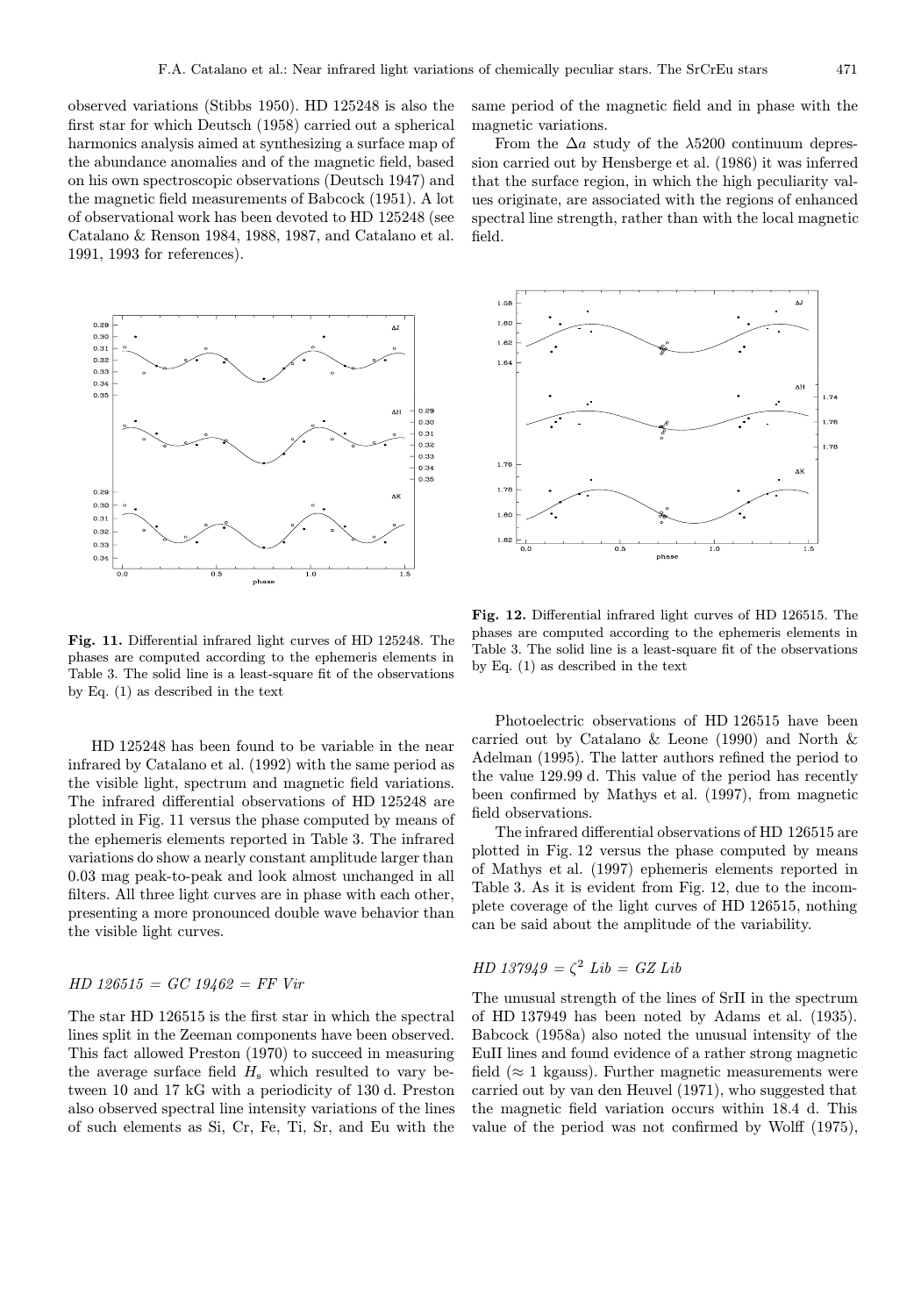observed variations (Stibbs 1950). HD 125248 is also the first star for which Deutsch (1958) carried out a spherical harmonics analysis aimed at synthesizing a surface map of the abundance anomalies and of the magnetic field, based on his own spectroscopic observations (Deutsch 1947) and the magnetic field measurements of Babcock (1951). A lot of observational work has been devoted to HD 125248 (see Catalano & Renson 1984, 1988, 1987, and Catalano et al. 1991, 1993 for references).

same period of the magnetic field and in phase with the magnetic variations.

From the $\Delta a$ study of the $\lambda 5200$ continuum depression carried out by Hensberge et al. (1986) it was inferred that the surface region, in which the high peculiarity values originate, are associated with the regions of enhanced spectral line strength, rather than with the local magnetic field.

**Fig. 11.** Differential infrared light curves of HD 125248. The phases are computed according to the ephemeris elements in Table 3. The solid line is a least-square fit of the observations by Eq. (1) as described in the text

**Fig. 12.** Differential infrared light curves of HD 126515. The phases are computed according to the ephemeris elements in Table 3. The solid line is a least-square fit of the observations by Eq. (1) as described in the text

HD 125248 has been found to be variable in the near infrared by Catalano et al. (1992) with the same period as the visible light, spectrum and magnetic field variations. The infrared differential observations of HD 125248 are plotted in Fig. 11 versus the phase computed by means of the ephemeris elements reported in Table 3. The infrared variations do show a nearly constant amplitude larger than 0.03 mag peak-to-peak and look almost unchanged in all filters. All three light curves are in phase with each other, presenting a more pronounced double wave behavior than the visible light curves.

*HD 126515 = GC 19462 = FF Vir*

The star HD 126515 is the first star in which the spectral lines split in the Zeeman components have been observed. This fact allowed Preston (1970) to succeed in measuring the average surface field $H_s$ which resulted to vary between 10 and 17 kG with a periodicity of 130 d. Preston also observed spectral line intensity variations of the lines of such elements as Si, Cr, Fe, Ti, Sr, and Eu with the

Photoelectric observations of HD 126515 have been carried out by Catalano & Leone (1990) and North & Adelman (1995). The latter authors refined the period to the value 129.99 d. This value of the period has recently been confirmed by Mathys et al. (1997), from magnetic field observations.

The infrared differential observations of HD 126515 are plotted in Fig. 12 versus the phase computed by means of Mathys et al. (1997) ephemeris elements reported in Table 3. As it is evident from Fig. 12, due to the incomplete coverage of the light curves of HD 126515, nothing can be said about the amplitude of the variability.

*HD 137949 = $\zeta^2$ Lib = GZ Lib*

The unusual strength of the lines of SrII in the spectrum of HD 137949 has been noted by Adams et al. (1935). Babcock (1958a) also noted the unusual intensity of the EuII lines and found evidence of a rather strong magnetic field ($\approx 1$ kgauss). Further magnetic measurements were carried out by van den Heuvel (1971), who suggested that the magnetic field variation occurs within 18.4 d. This value of the period was not confirmed by Wolff (1975),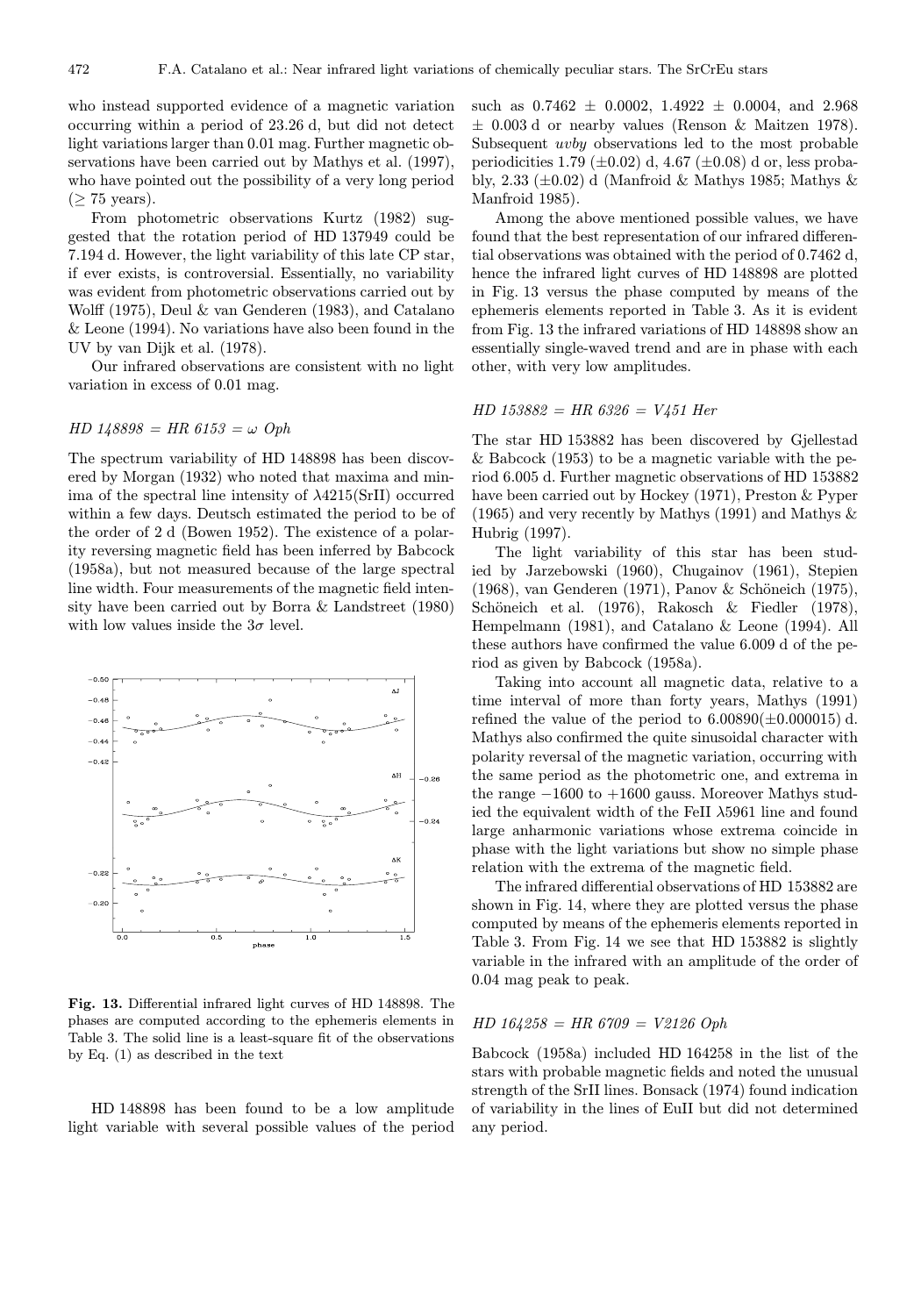who instead supported evidence of a magnetic variation occurring within a period of 23.26 d, but did not detect light variations larger than 0.01 mag. Further magnetic observations have been carried out by Mathys et al. (1997), who have pointed out the possibility of a very long period ($\geq$ 75 years).

From photometric observations Kurtz (1982) suggested that the rotation period of HD 137949 could be 7.194 d. However, the light variability of this late CP star, if ever exists, is controversial. Essentially, no variability was evident from photometric observations carried out by Wolff (1975), Deul & van Genderen (1983), and Catalano & Leone (1994). No variations have also been found in the UV by van Dijk et al. (1978).

Our infrared observations are consistent with no light variation in excess of 0.01 mag.

*HD 148898 = HR 6153 = ω Oph*

The spectrum variability of HD 148898 has been discovered by Morgan (1932) who noted that maxima and minima of the spectral line intensity of λ4215(SrII) occurred within a few days. Deutsch estimated the period to be of the order of 2 d (Bowen 1952). The existence of a polarity reversing magnetic field has been inferred by Babcock (1958a), but not measured because of the large spectral line width. Four measurements of the magnetic field intensity have been carried out by Borra & Landstreet (1980) with low values inside the $3\sigma$ level.

**Fig. 13.** Differential infrared light curves of HD 148898. The phases are computed according to the ephemeris elements in Table 3. The solid line is a least-square fit of the observations by Eq. (1) as described in the text

HD 148898 has been found to be a low amplitude light variable with several possible values of the period such as 0.7462 ± 0.0002, 1.4922 ± 0.0004, and 2.968 ± 0.003 d or nearby values (Renson & Maitzen 1978). Subsequent *uvby* observations led to the most probable periodicities 1.79 (±0.02) d, 4.67 (±0.08) d or, less probably, 2.33 (±0.02) d (Manfroid & Mathys 1985; Mathys & Manfroid 1985).

Among the above mentioned possible values, we have found that the best representation of our infrared differential observations was obtained with the period of 0.7462 d, hence the infrared light curves of HD 148898 are plotted in Fig. 13 versus the phase computed by means of the ephemeris elements reported in Table 3. As it is evident from Fig. 13 the infrared variations of HD 148898 show an essentially single-waved trend and are in phase with each other, with very low amplitudes.

*HD 153882 = HR 6326 = V451 Her*

The star HD 153882 has been discovered by Gjellestad & Babcock (1953) to be a magnetic variable with the period 6.005 d. Further magnetic observations of HD 153882 have been carried out by Hockey (1971), Preston & Pyper (1965) and very recently by Mathys (1991) and Mathys & Hubrig (1997).

The light variability of this star has been studied by Jarzebowski (1960), Chugainov (1961), Stepien (1968), van Genderen (1971), Panov & Schöneich (1975), Schöneich et al. (1976), Rakosch & Fiedler (1978), Hempelmann (1981), and Catalano & Leone (1994). All these authors have confirmed the value 6.009 d of the period as given by Babcock (1958a).

Taking into account all magnetic data, relative to a time interval of more than forty years, Mathys (1991) refined the value of the period to 6.00890(±0.000015) d. Mathys also confirmed the quite sinusoidal character with polarity reversal of the magnetic variation, occurring with the same period as the photometric one, and extrema in the range −1600 to +1600 gauss. Moreover Mathys studied the equivalent width of the FeII λ5961 line and found large anharmonic variations whose extrema coincide in phase with the light variations but show no simple phase relation with the extrema of the magnetic field.

The infrared differential observations of HD 153882 are shown in Fig. 14, where they are plotted versus the phase computed by means of the ephemeris elements reported in Table 3. From Fig. 14 we see that HD 153882 is slightly variable in the infrared with an amplitude of the order of 0.04 mag peak to peak.

*HD 164258 = HR 6709 = V2126 Oph*

Babcock (1958a) included HD 164258 in the list of the stars with probable magnetic fields and noted the unusual strength of the SrII lines. Bonsack (1974) found indication of variability in the lines of EuII but did not determined any period.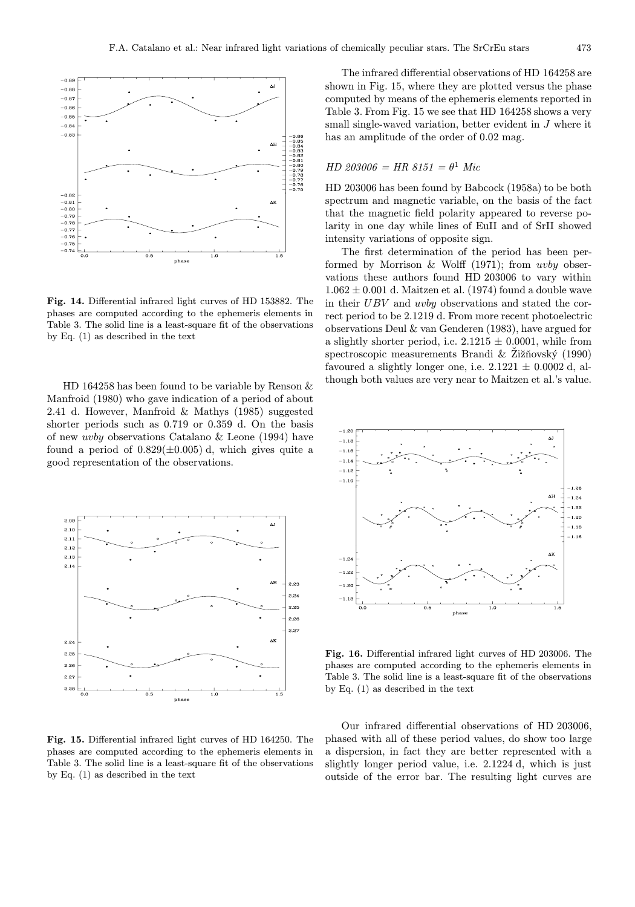**Fig. 14.** Differential infrared light curves of HD 153882. The phases are computed according to the ephemeris elements in Table 3. The solid line is a least-square fit of the observations by Eq. (1) as described in the text

HD 164258 has been found to be variable by Renson & Manfroid (1980) who gave indication of a period of about 2.41 d. However, Manfroid & Mathys (1985) suggested shorter periods such as 0.719 or 0.359 d. On the basis of new *uvby* observations Catalano & Leone (1994) have found a period of 0.829(±0.005) d, which gives quite a good representation of the observations.

**Fig. 15.** Differential infrared light curves of HD 164250. The phases are computed according to the ephemeris elements in Table 3. The solid line is a least-square fit of the observations by Eq. (1) as described in the text

The infrared differential observations of HD 164258 are shown in Fig. 15, where they are plotted versus the phase computed by means of the ephemeris elements reported in Table 3. From Fig. 15 we see that HD 164258 shows a very small single-waved variation, better evident in $J$ where it has an amplitude of the order of 0.02 mag.

*HD 203006 = HR 8151 = $\theta^1$ Mic*

HD 203006 has been found by Babcock (1958a) to be both spectrum and magnetic variable, on the basis of the fact that the magnetic field polarity appeared to reverse polarity in one day while lines of EuII and of SrII showed intensity variations of opposite sign.

The first determination of the period has been performed by Morrison & Wolff (1971); from *uvby* observations these authors found HD 203006 to vary within $1.062 \pm 0.001$ d. Maitzen et al. (1974) found a double wave in their $UBV$ and *uvby* observations and stated the correct period to be 2.1219 d. From more recent photoelectric observations Deul & van Genderen (1983), have argued for a slightly shorter period, i.e. $2.1215 \pm 0.0001$, while from spectroscopic measurements Brandi & Žižňovský (1990) favoured a slightly longer one, i.e. $2.1221 \pm 0.0002$ d, although both values are very near to Maitzen et al.'s value.

**Fig. 16.** Differential infrared light curves of HD 203006. The phases are computed according to the ephemeris elements in Table 3. The solid line is a least-square fit of the observations by Eq. (1) as described in the text

Our infrared differential observations of HD 203006, phased with all of these period values, do show too large a dispersion, in fact they are better represented with a slightly longer period value, i.e. 2.1224 d, which is just outside of the error bar. The resulting light curves are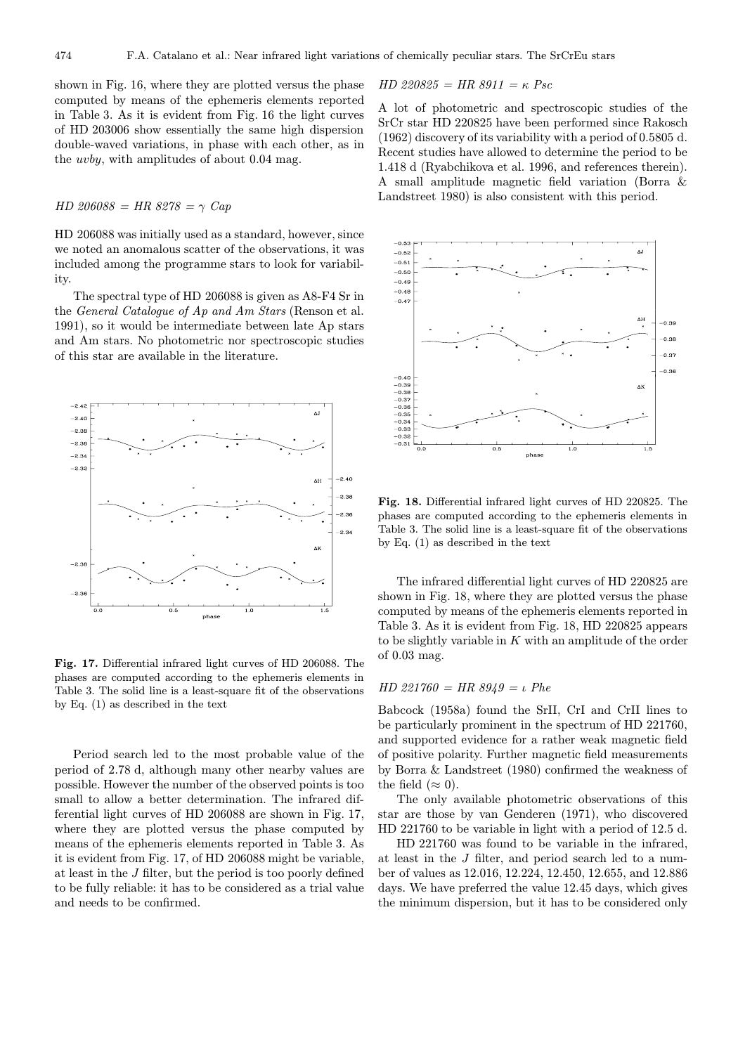shown in Fig. 16, where they are plotted versus the phase computed by means of the ephemeris elements reported in Table 3. As it is evident from Fig. 16 the light curves of HD 203006 show essentially the same high dispersion double-waved variations, in phase with each other, as in the *uvby*, with amplitudes of about 0.04 mag.

### *HD 206088 = HR 8278 = γ Cap*

HD 206088 was initially used as a standard, however, since we noted an anomalous scatter of the observations, it was included among the programme stars to look for variability.

The spectral type of HD 206088 is given as A8-F4 Sr in the *General Catalogue of Ap and Am Stars* (Renson et al. 1991), so it would be intermediate between late Ap stars and Am stars. No photometric nor spectroscopic studies of this star are available in the literature.

**Fig. 17.** Differential infrared light curves of HD 206088. The phases are computed according to the ephemeris elements in Table 3. The solid line is a least-square fit of the observations by Eq. (1) as described in the text

Period search led to the most probable value of the period of 2.78 d, although many other nearby values are possible. However the number of the observed points is too small to allow a better determination. The infrared differential light curves of HD 206088 are shown in Fig. 17, where they are plotted versus the phase computed by means of the ephemeris elements reported in Table 3. As it is evident from Fig. 17, of HD 206088 might be variable, at least in the $J$ filter, but the period is too poorly defined to be fully reliable: it has to be considered as a trial value and needs to be confirmed.

### *HD 220825 = HR 8911 = κ Psc*

A lot of photometric and spectroscopic studies of the SrCr star HD 220825 have been performed since Rakosch (1962) discovery of its variability with a period of 0.5805 d. Recent studies have allowed to determine the period to be 1.418 d (Ryabchikova et al. 1996, and references therein). A small amplitude magnetic field variation (Borra & Landstreet 1980) is also consistent with this period.

**Fig. 18.** Differential infrared light curves of HD 220825. The phases are computed according to the ephemeris elements in Table 3. The solid line is a least-square fit of the observations by Eq. (1) as described in the text

The infrared differential light curves of HD 220825 are shown in Fig. 18, where they are plotted versus the phase computed by means of the ephemeris elements reported in Table 3. As it is evident from Fig. 18, HD 220825 appears to be slightly variable in $K$ with an amplitude of the order of 0.03 mag.

### *HD 221760 = HR 8949 = ι Phe*

Babcock (1958a) found the SrII, CrI and CrII lines to be particularly prominent in the spectrum of HD 221760, and supported evidence for a rather weak magnetic field of positive polarity. Further magnetic field measurements by Borra & Landstreet (1980) confirmed the weakness of the field ($\approx 0$).

The only available photometric observations of this star are those by van Genderen (1971), who discovered HD 221760 to be variable in light with a period of 12.5 d.

HD 221760 was found to be variable in the infrared, at least in the $J$ filter, and period search led to a number of values as 12.016, 12.224, 12.450, 12.655, and 12.886 days. We have preferred the value 12.45 days, which gives the minimum dispersion, but it has to be considered only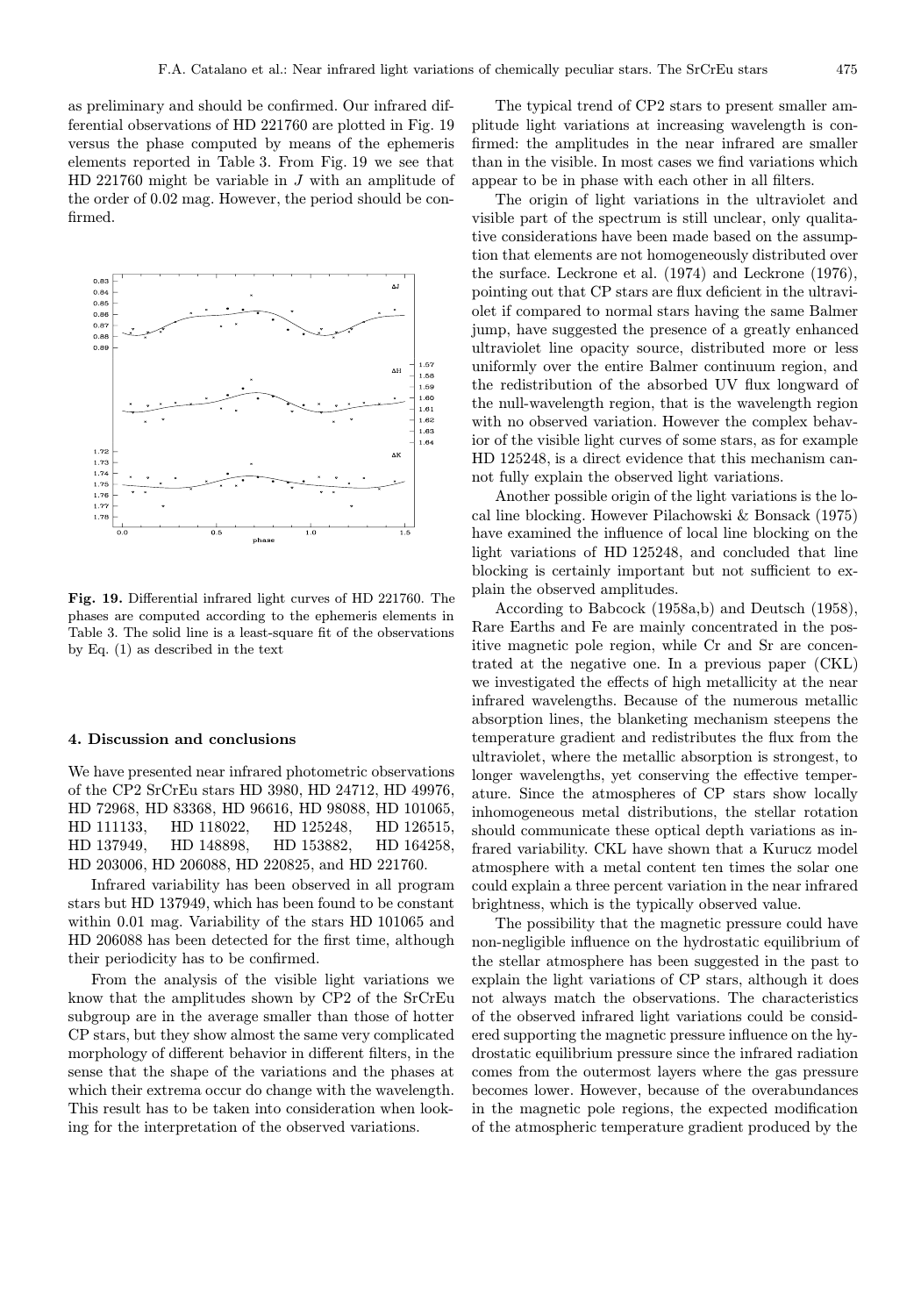as preliminary and should be confirmed. Our infrared differential observations of HD 221760 are plotted in Fig. 19 versus the phase computed by means of the ephemeris elements reported in Table 3. From Fig. 19 we see that HD 221760 might be variable in $J$ with an amplitude of the order of 0.02 mag. However, the period should be confirmed.

**Fig. 19.** Differential infrared light curves of HD 221760. The phases are computed according to the ephemeris elements in Table 3. The solid line is a least-square fit of the observations by Eq. (1) as described in the text

## 4. Discussion and conclusions

We have presented near infrared photometric observations of the CP2 SrCrEu stars HD 3980, HD 24712, HD 49976, HD 72968, HD 83368, HD 96616, HD 98088, HD 101065, HD 111133, HD 118022, HD 125248, HD 126515, HD 137949, HD 148898, HD 153882, HD 164258, HD 203006, HD 206088, HD 220825, and HD 221760.

Infrared variability has been observed in all program stars but HD 137949, which has been found to be constant within 0.01 mag. Variability of the stars HD 101065 and HD 206088 has been detected for the first time, although their periodicity has to be confirmed.

From the analysis of the visible light variations we know that the amplitudes shown by CP2 of the SrCrEu subgroup are in the average smaller than those of hotter CP stars, but they show almost the same very complicated morphology of different behavior in different filters, in the sense that the shape of the variations and the phases at which their extrema occur do change with the wavelength. This result has to be taken into consideration when looking for the interpretation of the observed variations.

The typical trend of CP2 stars to present smaller amplitude light variations at increasing wavelength is confirmed: the amplitudes in the near infrared are smaller than in the visible. In most cases we find variations which appear to be in phase with each other in all filters.

The origin of light variations in the ultraviolet and visible part of the spectrum is still unclear, only qualitative considerations have been made based on the assumption that elements are not homogeneously distributed over the surface. Leckrone et al. (1974) and Leckrone (1976), pointing out that CP stars are flux deficient in the ultraviolet if compared to normal stars having the same Balmer jump, have suggested the presence of a greatly enhanced ultraviolet line opacity source, distributed more or less uniformly over the entire Balmer continuum region, and the redistribution of the absorbed UV flux longward of the null-wavelength region, that is the wavelength region with no observed variation. However the complex behavior of the visible light curves of some stars, as for example HD 125248, is a direct evidence that this mechanism cannot fully explain the observed light variations.

Another possible origin of the light variations is the local line blocking. However Pilachowski & Bonsack (1975) have examined the influence of local line blocking on the light variations of HD 125248, and concluded that line blocking is certainly important but not sufficient to explain the observed amplitudes.

According to Babcock (1958a,b) and Deutsch (1958), Rare Earths and Fe are mainly concentrated in the positive magnetic pole region, while Cr and Sr are concentrated at the negative one. In a previous paper (CKL) we investigated the effects of high metallicity at the near infrared wavelengths. Because of the numerous metallic absorption lines, the blanketing mechanism steepens the temperature gradient and redistributes the flux from the ultraviolet, where the metallic absorption is strongest, to longer wavelengths, yet conserving the effective temperature. Since the atmospheres of CP stars show locally inhomogeneous metal distributions, the stellar rotation should communicate these optical depth variations as infrared variability. CKL have shown that a Kurucz model atmosphere with a metal content ten times the solar one could explain a three percent variation in the near infrared brightness, which is the typically observed value.

The possibility that the magnetic pressure could have non-negligible influence on the hydrostatic equilibrium of the stellar atmosphere has been suggested in the past to explain the light variations of CP stars, although it does not always match the observations. The characteristics of the observed infrared light variations could be considered supporting the magnetic pressure influence on the hydrostatic equilibrium pressure since the infrared radiation comes from the outermost layers where the gas pressure becomes lower. However, because of the overabundances in the magnetic pole regions, the expected modification of the atmospheric temperature gradient produced by the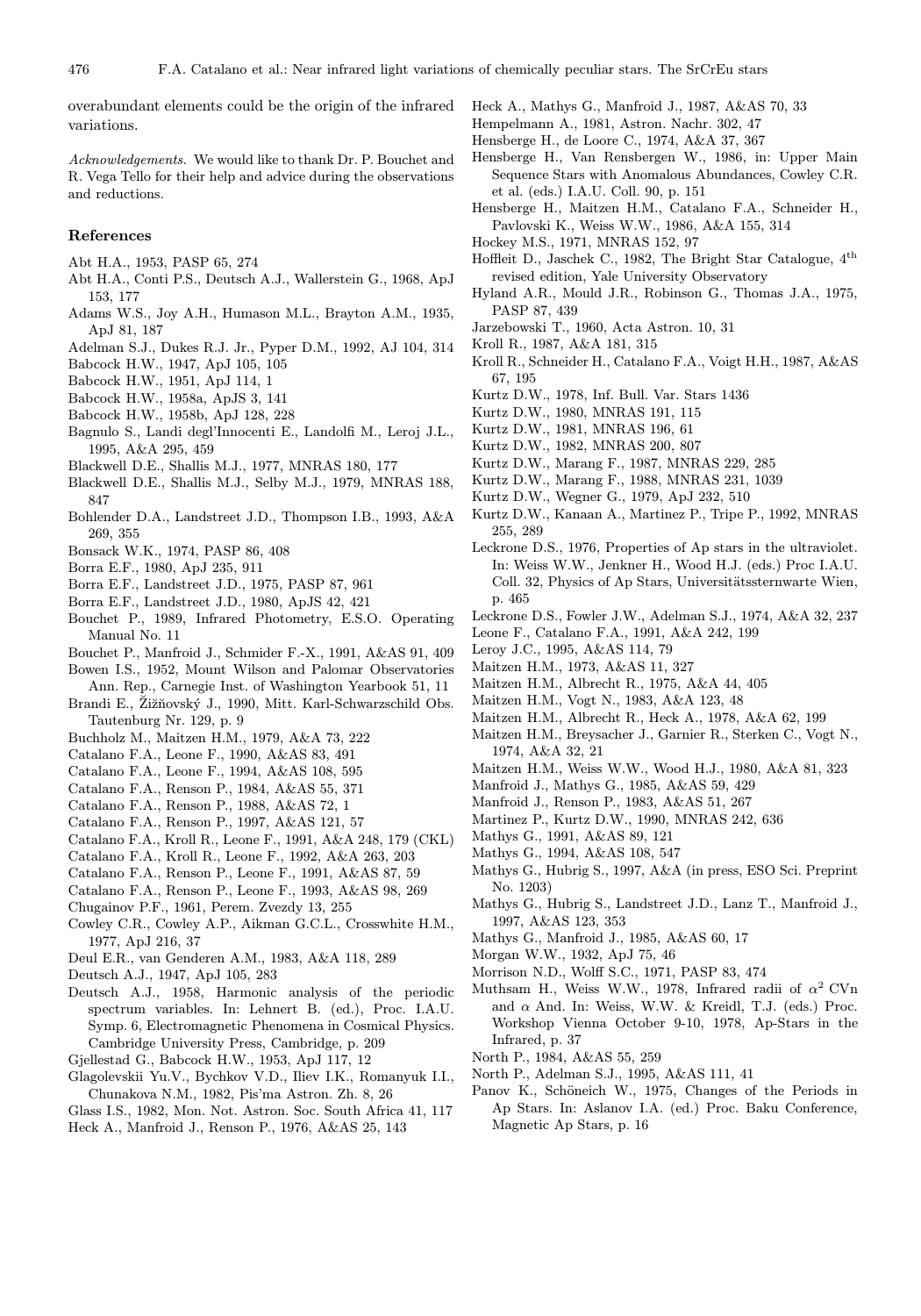overabundant elements could be the origin of the infrared variations.

*Acknowledgements.* We would like to thank Dr. P. Bouchet and R. Vega Tello for their help and advice during the observations and reductions.

## References

Abt H.A., 1953, PASP 65, 274

Abt H.A., Conti P.S., Deutsch A.J., Wallerstein G., 1968, ApJ 153, 177

Adams W.S., Joy A.H., Humason M.L., Brayton A.M., 1935, ApJ 81, 187

Adelman S.J., Dukes R.J. Jr., Pyper D.M., 1992, AJ 104, 314

Babcock H.W., 1947, ApJ 105, 105

Babcock H.W., 1951, ApJ 114, 1

Babcock H.W., 1958a, ApJS 3, 141

Babcock H.W., 1958b, ApJ 128, 228

Bagnulo S., Landi degl'Innocenti E., Landolfi M., Leroj J.L., 1995, A&A 295, 459

Blackwell D.E., Shallis M.J., 1977, MNRAS 180, 177

Blackwell D.E., Shallis M.J., Selby M.J., 1979, MNRAS 188, 847

Bohlender D.A., Landstreet J.D., Thompson I.B., 1993, A&A 269, 355

Bonsack W.K., 1974, PASP 86, 408

Borra E.F., 1980, ApJ 235, 911

Borra E.F., Landstreet J.D., 1975, PASP 87, 961

Borra E.F., Landstreet J.D., 1980, ApJS 42, 421

Bouchet P., 1989, Infrared Photometry, E.S.O. Operating Manual No. 11

Bouchet P., Manfroid J., Schmider F.-X., 1991, A&AS 91, 409

Bowen I.S., 1952, Mount Wilson and Palomar Observatories Ann. Rep., Carnegie Inst. of Washington Yearbook 51, 11

Brandi E., Žižňovský J., 1990, Mitt. Karl-Schwarzschild Obs. Tautenburg Nr. 129, p. 9

Buchholz M., Maitzen H.M., 1979, A&A 73, 222

Catalano F.A., Leone F., 1990, A&AS 83, 491

Catalano F.A., Leone F., 1994, A&AS 108, 595

Catalano F.A., Renson P., 1984, A&AS 55, 371

Catalano F.A., Renson P., 1988, A&AS 72, 1

Catalano F.A., Renson P., 1997, A&AS 121, 57

Catalano F.A., Kroll R., Leone F., 1991, A&A 248, 179 (CKL)

Catalano F.A., Kroll R., Leone F., 1992, A&A 263, 203

Catalano F.A., Renson P., Leone F., 1991, A&AS 87, 59

Catalano F.A., Renson P., Leone F., 1993, A&AS 98, 269

Chugainov P.F., 1961, Perem. Zvezdy 13, 255

Cowley C.R., Cowley A.P., Aikman G.C.L., Crosswhite H.M., 1977, ApJ 216, 37

Deul E.R., van Genderen A.M., 1983, A&A 118, 289

Deutsch A.J., 1947, ApJ 105, 283

Deutsch A.J., 1958, Harmonic analysis of the periodic spectrum variables. In: Lehnert B. (ed.), Proc. I.A.U. Symp. 6, Electromagnetic Phenomena in Cosmical Physics. Cambridge University Press, Cambridge, p. 209

Gjellestad G., Babcock H.W., 1953, ApJ 117, 12

Glagolevskii Yu.V., Bychkov V.D., Iliev I.K., Romanyuk I.I., Chunakova N.M., 1982, Pis'ma Astron. Zh. 8, 26

Glass I.S., 1982, Mon. Not. Astron. Soc. South Africa 41, 117

Heck A., Manfroid J., Renson P., 1976, A&AS 25, 143

Heck A., Mathys G., Manfroid J., 1987, A&AS 70, 33

Hempelmann A., 1981, Astron. Nachr. 302, 47

Hensberge H., de Loore C., 1974, A&A 37, 367

Hensberge H., Van Rensbergen W., 1986, in: Upper Main Sequence Stars with Anomalous Abundances, Cowley C.R. et al. (eds.) I.A.U. Coll. 90, p. 151

Hensberge H., Maitzen H.M., Catalano F.A., Schneider H., Pavlovski K., Weiss W.W., 1986, A&A 155, 314

Hockey M.S., 1971, MNRAS 152, 97

Hoffleit D., Jaschek C., 1982, The Bright Star Catalogue, 4th revised edition, Yale University Observatory

Hyland A.R., Mould J.R., Robinson G., Thomas J.A., 1975, PASP 87, 439

Jarzebowski T., 1960, Acta Astron. 10, 31

Kroll R., 1987, A&A 181, 315

Kroll R., Schneider H., Catalano F.A., Voigt H.H., 1987, A&AS 67, 195

Kurtz D.W., 1978, Inf. Bull. Var. Stars 1436

Kurtz D.W., 1980, MNRAS 191, 115

Kurtz D.W., 1981, MNRAS 196, 61

Kurtz D.W., 1982, MNRAS 200, 807

Kurtz D.W., Marang F., 1987, MNRAS 229, 285

Kurtz D.W., Marang F., 1988, MNRAS 231, 1039

Kurtz D.W., Wegner G., 1979, ApJ 232, 510

Kurtz D.W., Kanaan A., Martinez P., Tripe P., 1992, MNRAS 255, 289

Leckrone D.S., 1976, Properties of Ap stars in the ultraviolet. In: Weiss W.W., Jenkner H., Wood H.J. (eds.) Proc I.A.U. Coll. 32, Physics of Ap Stars, Universitätssternwarte Wien, p. 465

Leckrone D.S., Fowler J.W., Adelman S.J., 1974, A&A 32, 237

Leone F., Catalano F.A., 1991, A&A 242, 199

Leroy J.C., 1995, A&AS 114, 79

Maitzen H.M., 1973, A&AS 11, 327

Maitzen H.M., Albrecht R., 1975, A&A 44, 405

Maitzen H.M., Vogt N., 1983, A&A 123, 48

Maitzen H.M., Albrecht R., Heck A., 1978, A&A 62, 199

Maitzen H.M., Breysacher J., Garnier R., Sterken C., Vogt N., 1974, A&A 32, 21

Maitzen H.M., Weiss W.W., Wood H.J., 1980, A&A 81, 323

Manfroid J., Mathys G., 1985, A&AS 59, 429

Manfroid J., Renson P., 1983, A&AS 51, 267

Martinez P., Kurtz D.W., 1990, MNRAS 242, 636

Mathys G., 1991, A&AS 89, 121

Mathys G., 1994, A&AS 108, 547

Mathys G., Hubrig S., 1997, A&A (in press, ESO Sci. Preprint No. 1203)

Mathys G., Hubrig S., Landstreet J.D., Lanz T., Manfroid J., 1997, A&AS 123, 353

Mathys G., Manfroid J., 1985, A&AS 60, 17

Morgan W.W., 1932, ApJ 75, 46

Morrison N.D., Wolff S.C., 1971, PASP 83, 474

Muthsam H., Weiss W.W., 1978, Infrared radii of $\alpha^2$ CVn and $\alpha$ And. In: Weiss, W.W. & Kreidl, T.J. (eds.) Proc. Workshop Vienna October 9-10, 1978, Ap-Stars in the Infrared, p. 37

North P., 1984, A&AS 55, 259

North P., Adelman S.J., 1995, A&AS 111, 41

Panov K., Schöneich W., 1975, Changes of the Periods in Ap Stars. In: Aslanov I.A. (ed.) Proc. Baku Conference, Magnetic Ap Stars, p. 16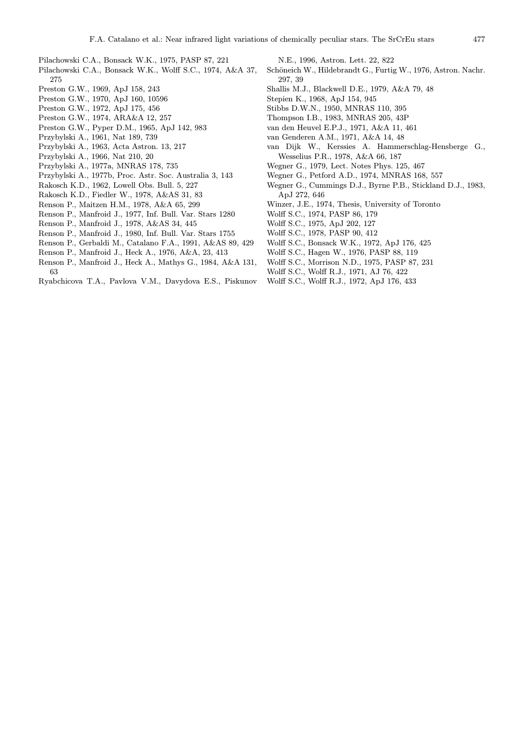Pilachowski C.A., Bonsack W.K., 1975, PASP 87, 221

Pilachowski C.A., Bonsack W.K., Wolff S.C., 1974, A&A 37, 275

Preston G.W., 1969, ApJ 158, 243

Preston G.W., 1970, ApJ 160, 10596

Preston G.W., 1972, ApJ 175, 456

Preston G.W., 1974, ARA&A 12, 257

Preston G.W., Pyper D.M., 1965, ApJ 142, 983

Przybylski A., 1961, Nat 189, 739

Przybylski A., 1963, Acta Astron. 13, 217

Przybylski A., 1966, Nat 210, 20

Przybylski A., 1977a, MNRAS 178, 735

Przybylski A., 1977b, Proc. Astr. Soc. Australia 3, 143

Rakosch K.D., 1962, Lowell Obs. Bull. 5, 227

Rakosch K.D., Fiedler W., 1978, A&AS 31, 83

Renson P., Maitzen H.M., 1978, A&A 65, 299

Renson P., Manfroid J., 1977, Inf. Bull. Var. Stars 1280

Renson P., Manfroid J., 1978, A&AS 34, 445

Renson P., Manfroid J., 1980, Inf. Bull. Var. Stars 1755

Renson P., Gerbaldi M., Catalano F.A., 1991, A&AS 89, 429

Renson P., Manfroid J., Heck A., 1976, A&A, 23, 413

Renson P., Manfroid J., Heck A., Mathys G., 1984, A&A 131, 63

Ryabchicova T.A., Pavlova V.M., Davydova E.S., Piskunov N.E., 1996, Astron. Lett. 22, 822

Schöneich W., Hildebrandt G., Furtig W., 1976, Astron. Nachr. 297, 39

Shallis M.J., Blackwell D.E., 1979, A&A 79, 48

Stepien K., 1968, ApJ 154, 945

Stibbs D.W.N., 1950, MNRAS 110, 395

Thompson I.B., 1983, MNRAS 205, 43P

van den Heuvel E.P.J., 1971, A&A 11, 461

van Genderen A.M., 1971, A&A 14, 48

van Dijk W., Kerssies A. Hammerschlag-Hensberge G., Wesselius P.R., 1978, A&A 66, 187

Wegner G., 1979, Lect. Notes Phys. 125, 467

Wegner G., Petford A.D., 1974, MNRAS 168, 557

Wegner G., Cummings D.J., Byrne P.B., Stickland D.J., 1983, ApJ 272, 646

Winzer, J.E., 1974, Thesis, University of Toronto

Wolff S.C., 1974, PASP 86, 179

Wolff S.C., 1975, ApJ 202, 127

Wolff S.C., 1978, PASP 90, 412

Wolff S.C., Bonsack W.K., 1972, ApJ 176, 425

Wolff S.C., Hagen W., 1976, PASP 88, 119

Wolff S.C., Morrison N.D., 1975, PASP 87, 231

Wolff S.C., Wolff R.J., 1971, AJ 76, 422

Wolff S.C., Wolff R.J., 1972, ApJ 176, 433